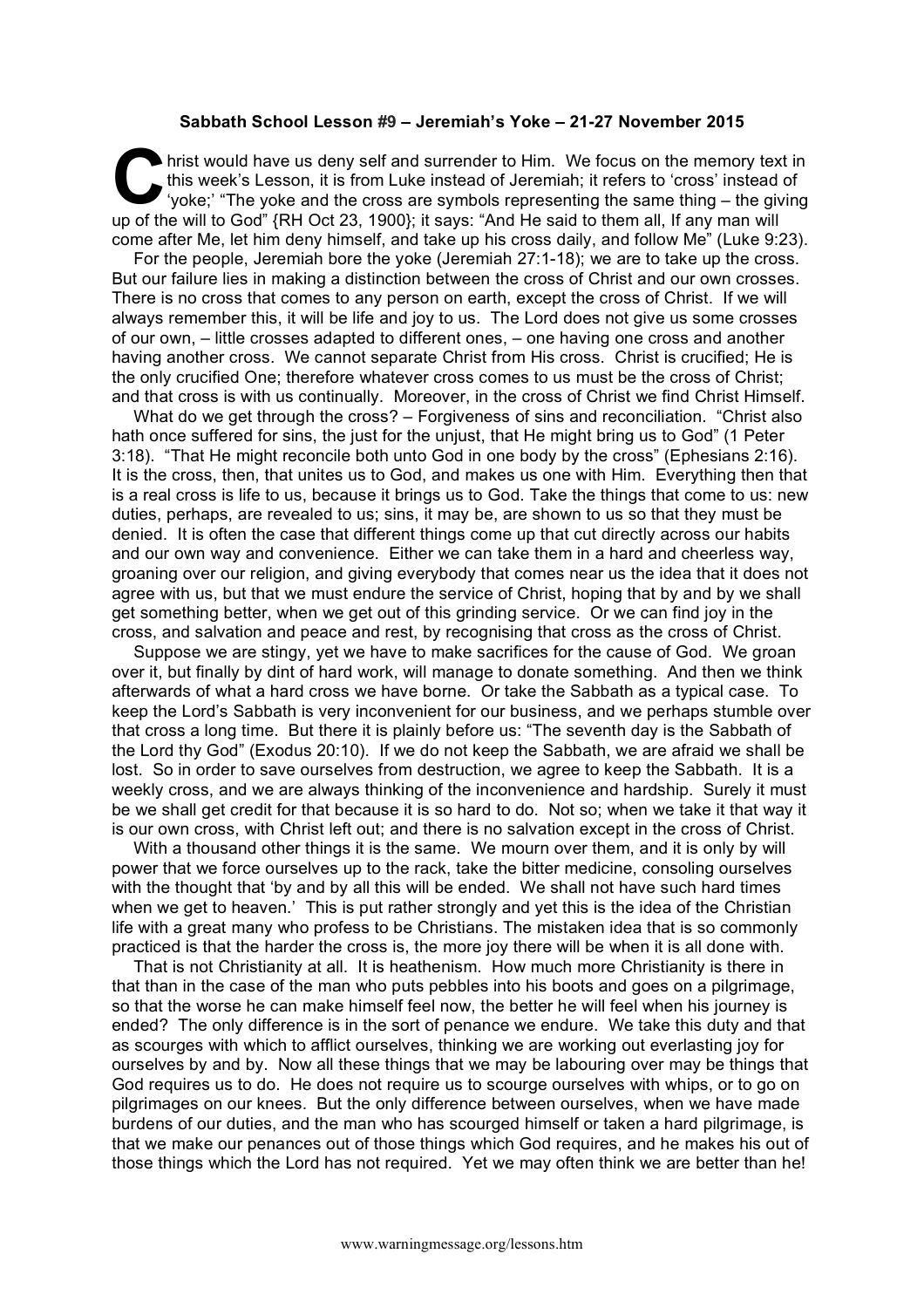**Sabbath School Lesson #9 – Jeremiah's Yoke – 21-27 November 2015**

Christ would have us deny self and surrender to Him. We focus on the memory text in this week's Lesson, it is from Luke instead of Jeremiah; it refers to 'cross' instead of 'yoke;' "The yoke and the cross are symbols representing the same thing – the giving up of the will to God" {RH Oct 23, 1900}; it says: "And He said to them all, If any man will come after Me, let him deny himself, and take up his cross daily, and follow Me" (Luke 9:23).

For the people, Jeremiah bore the yoke (Jeremiah 27:1-18); we are to take up the cross. But our failure lies in making a distinction between the cross of Christ and our own crosses. There is no cross that comes to any person on earth, except the cross of Christ. If we will always remember this, it will be life and joy to us. The Lord does not give us some crosses of our own, – little crosses adapted to different ones, – one having one cross and another having another cross. We cannot separate Christ from His cross. Christ is crucified; He is the only crucified One; therefore whatever cross comes to us must be the cross of Christ; and that cross is with us continually. Moreover, in the cross of Christ we find Christ Himself.

What do we get through the cross? – Forgiveness of sins and reconciliation. "Christ also hath once suffered for sins, the just for the unjust, that He might bring us to God" (1 Peter 3:18). "That He might reconcile both unto God in one body by the cross" (Ephesians 2:16). It is the cross, then, that unites us to God, and makes us one with Him. Everything then that is a real cross is life to us, because it brings us to God. Take the things that come to us: new duties, perhaps, are revealed to us; sins, it may be, are shown to us so that they must be denied. It is often the case that different things come up that cut directly across our habits and our own way and convenience. Either we can take them in a hard and cheerless way, groaning over our religion, and giving everybody that comes near us the idea that it does not agree with us, but that we must endure the service of Christ, hoping that by and by we shall get something better, when we get out of this grinding service. Or we can find joy in the cross, and salvation and peace and rest, by recognising that cross as the cross of Christ.

Suppose we are stingy, yet we have to make sacrifices for the cause of God. We groan over it, but finally by dint of hard work, will manage to donate something. And then we think afterwards of what a hard cross we have borne. Or take the Sabbath as a typical case. To keep the Lord's Sabbath is very inconvenient for our business, and we perhaps stumble over that cross a long time. But there it is plainly before us: "The seventh day is the Sabbath of the Lord thy God" (Exodus 20:10). If we do not keep the Sabbath, we are afraid we shall be lost. So in order to save ourselves from destruction, we agree to keep the Sabbath. It is a weekly cross, and we are always thinking of the inconvenience and hardship. Surely it must be we shall get credit for that because it is so hard to do. Not so; when we take it that way it is our own cross, with Christ left out; and there is no salvation except in the cross of Christ.

With a thousand other things it is the same. We mourn over them, and it is only by will power that we force ourselves up to the rack, take the bitter medicine, consoling ourselves with the thought that 'by and by all this will be ended. We shall not have such hard times when we get to heaven.' This is put rather strongly and yet this is the idea of the Christian life with a great many who profess to be Christians. The mistaken idea that is so commonly practiced is that the harder the cross is, the more joy there will be when it is all done with.

That is not Christianity at all. It is heathenism. How much more Christianity is there in that than in the case of the man who puts pebbles into his boots and goes on a pilgrimage, so that the worse he can make himself feel now, the better he will feel when his journey is ended? The only difference is in the sort of penance we endure. We take this duty and that as scourges with which to afflict ourselves, thinking we are working out everlasting joy for ourselves by and by. Now all these things that we may be labouring over may be things that God requires us to do. He does not require us to scourge ourselves with whips, or to go on pilgrimages on our knees. But the only difference between ourselves, when we have made burdens of our duties, and the man who has scourged himself or taken a hard pilgrimage, is that we make our penances out of those things which God requires, and he makes his out of those things which the Lord has not required. Yet we may often think we are better than he!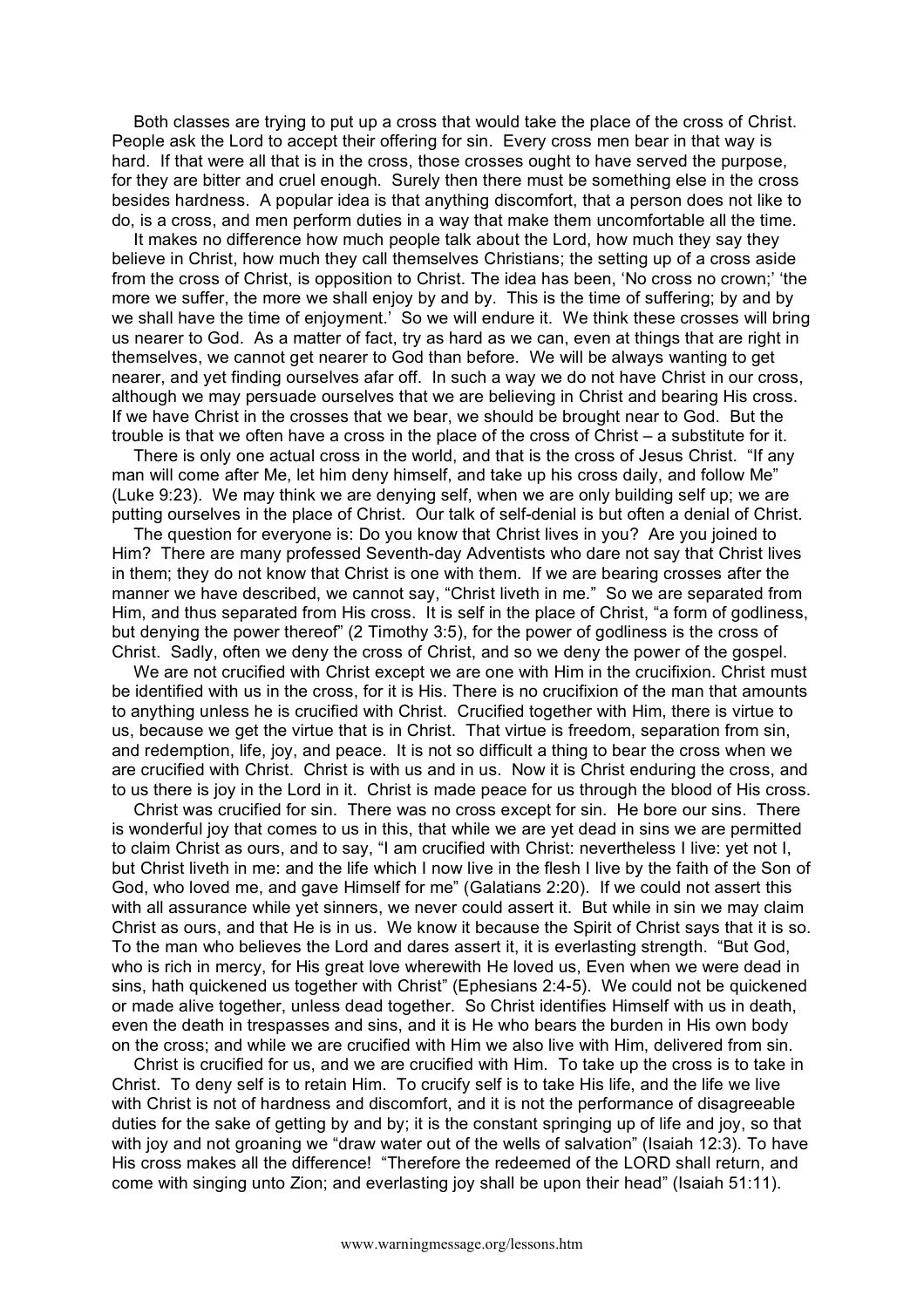Both classes are trying to put up a cross that would take the place of the cross of Christ. People ask the Lord to accept their offering for sin. Every cross men bear in that way is hard. If that were all that is in the cross, those crosses ought to have served the purpose, for they are bitter and cruel enough. Surely then there must be something else in the cross besides hardness. A popular idea is that anything discomfort, that a person does not like to do, is a cross, and men perform duties in a way that make them uncomfortable all the time.

It makes no difference how much people talk about the Lord, how much they say they believe in Christ, how much they call themselves Christians; the setting up of a cross aside from the cross of Christ, is opposition to Christ. The idea has been, 'No cross no crown;' 'the more we suffer, the more we shall enjoy by and by. This is the time of suffering; by and by we shall have the time of enjoyment.' So we will endure it. We think these crosses will bring us nearer to God. As a matter of fact, try as hard as we can, even at things that are right in themselves, we cannot get nearer to God than before. We will be always wanting to get nearer, and yet finding ourselves afar off. In such a way we do not have Christ in our cross, although we may persuade ourselves that we are believing in Christ and bearing His cross. If we have Christ in the crosses that we bear, we should be brought near to God. But the trouble is that we often have a cross in the place of the cross of Christ – a substitute for it.

There is only one actual cross in the world, and that is the cross of Jesus Christ. "If any man will come after Me, let him deny himself, and take up his cross daily, and follow Me" (Luke 9:23). We may think we are denying self, when we are only building self up; we are putting ourselves in the place of Christ. Our talk of self-denial is but often a denial of Christ.

The question for everyone is: Do you know that Christ lives in you? Are you joined to Him? There are many professed Seventh-day Adventists who dare not say that Christ lives in them; they do not know that Christ is one with them. If we are bearing crosses after the manner we have described, we cannot say, "Christ liveth in me." So we are separated from Him, and thus separated from His cross. It is self in the place of Christ, "a form of godliness, but denying the power thereof" (2 Timothy 3:5), for the power of godliness is the cross of Christ. Sadly, often we deny the cross of Christ, and so we deny the power of the gospel.

We are not crucified with Christ except we are one with Him in the crucifixion. Christ must be identified with us in the cross, for it is His. There is no crucifixion of the man that amounts to anything unless he is crucified with Christ. Crucified together with Him, there is virtue to us, because we get the virtue that is in Christ. That virtue is freedom, separation from sin, and redemption, life, joy, and peace. It is not so difficult a thing to bear the cross when we are crucified with Christ. Christ is with us and in us. Now it is Christ enduring the cross, and to us there is joy in the Lord in it. Christ is made peace for us through the blood of His cross.

Christ was crucified for sin. There was no cross except for sin. He bore our sins. There is wonderful joy that comes to us in this, that while we are yet dead in sins we are permitted to claim Christ as ours, and to say, "I am crucified with Christ: nevertheless I live: yet not I, but Christ liveth in me: and the life which I now live in the flesh I live by the faith of the Son of God, who loved me, and gave Himself for me" (Galatians 2:20). If we could not assert this with all assurance while yet sinners, we never could assert it. But while in sin we may claim Christ as ours, and that He is in us. We know it because the Spirit of Christ says that it is so. To the man who believes the Lord and dares assert it, it is everlasting strength. "But God, who is rich in mercy, for His great love wherewith He loved us, Even when we were dead in sins, hath quickened us together with Christ" (Ephesians 2:4-5). We could not be quickened or made alive together, unless dead together. So Christ identifies Himself with us in death, even the death in trespasses and sins, and it is He who bears the burden in His own body on the cross; and while we are crucified with Him we also live with Him, delivered from sin.

Christ is crucified for us, and we are crucified with Him. To take up the cross is to take in Christ. To deny self is to retain Him. To crucify self is to take His life, and the life we live with Christ is not of hardness and discomfort, and it is not the performance of disagreeable duties for the sake of getting by and by; it is the constant springing up of life and joy, so that with joy and not groaning we "draw water out of the wells of salvation" (Isaiah 12:3). To have His cross makes all the difference! "Therefore the redeemed of the LORD shall return, and come with singing unto Zion; and everlasting joy shall be upon their head" (Isaiah 51:11).